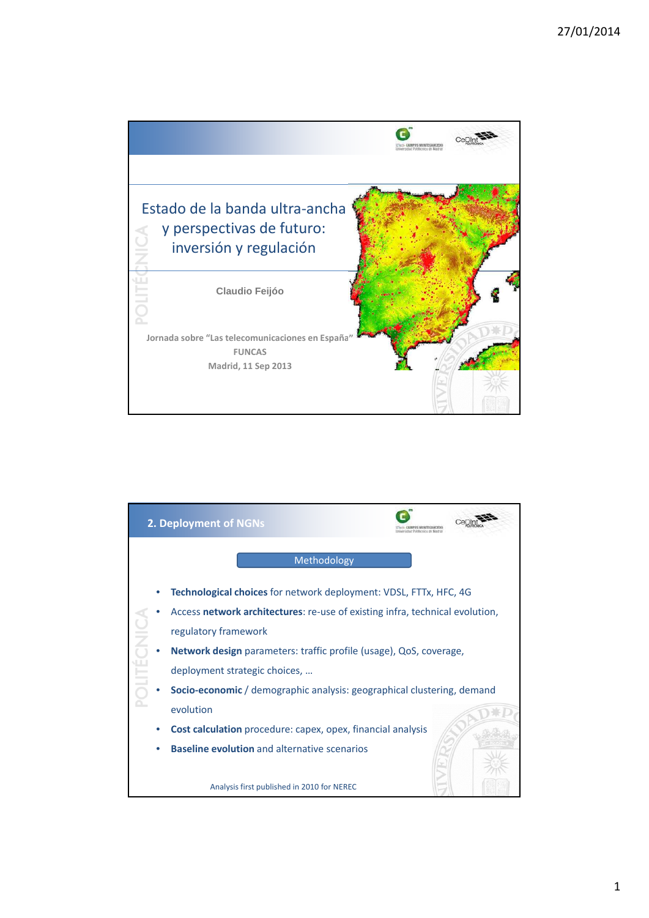# Estado de la banda ultra-ancha y perspectivas de futuro: inversión y regulación

**Claudio Feijóo**

Jornada sobre "Las telecomunicaciones en España"
FUNCAS
Madrid, 11 Sep 2013

---

## 2. Deployment of NGNs

### Methodology

- **Technological choices** for network deployment: VDSL, FTTx, HFC, 4G
- Access **network architectures**: re-use of existing infra, technical evolution, regulatory framework
- **Network design** parameters: traffic profile (usage), QoS, coverage, deployment strategic choices, …
- **Socio-economic** / demographic analysis: geographical clustering, demand evolution
- **Cost calculation** procedure: capex, opex, financial analysis
- **Baseline evolution** and alternative scenarios

Analysis first published in 2010 for NEREC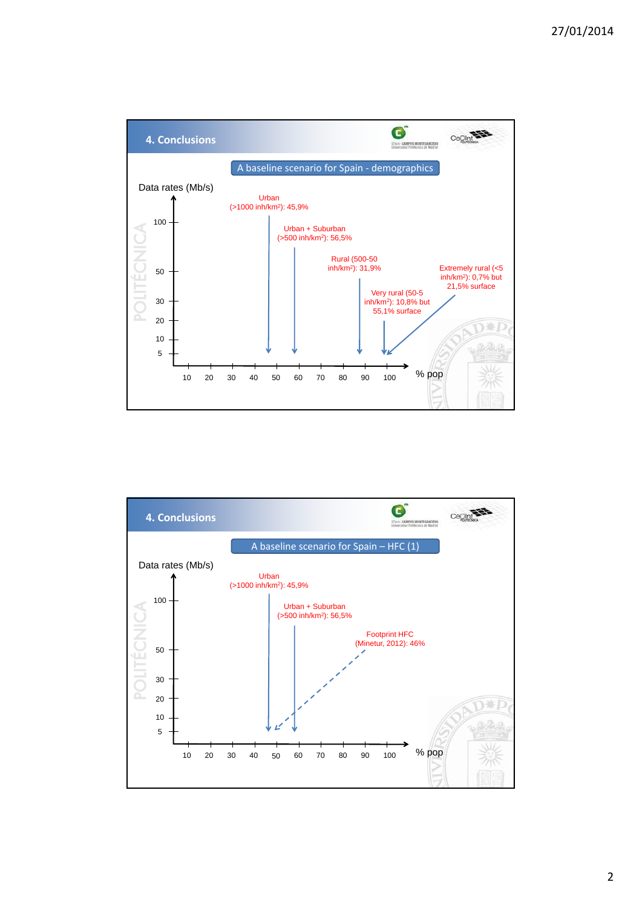## 4. Conclusions

**A baseline scenario for Spain - demographics**

Data rates (Mb/s)

- Urban (>1000 inh/km$^2$): 45,9%
- Urban + Suburban (>500 inh/km$^2$): 56,5%
- Rural (500-50 inh/km$^2$): 31,9%
- Very rural (50-5 inh/km$^2$): 10,8% but 55,1% surface
- Extremely rural (<5 inh/km$^2$): 0,7% but 21,5% surface

Y axis: 5, 10, 20, 30, 50, 100

X axis (% pop): 10, 20, 30, 40, 50, 60, 70, 80, 90, 100

## 4. Conclusions

**A baseline scenario for Spain – HFC (1)**

Data rates (Mb/s)

- Urban (>1000 inh/km$^2$): 45,9%
- Urban + Suburban (>500 inh/km$^2$): 56,5%
- Footprint HFC (Minetur, 2012): 46%

Y axis: 5, 10, 20, 30, 50, 100

X axis (% pop): 10, 20, 30, 40, 50, 60, 70, 80, 90, 100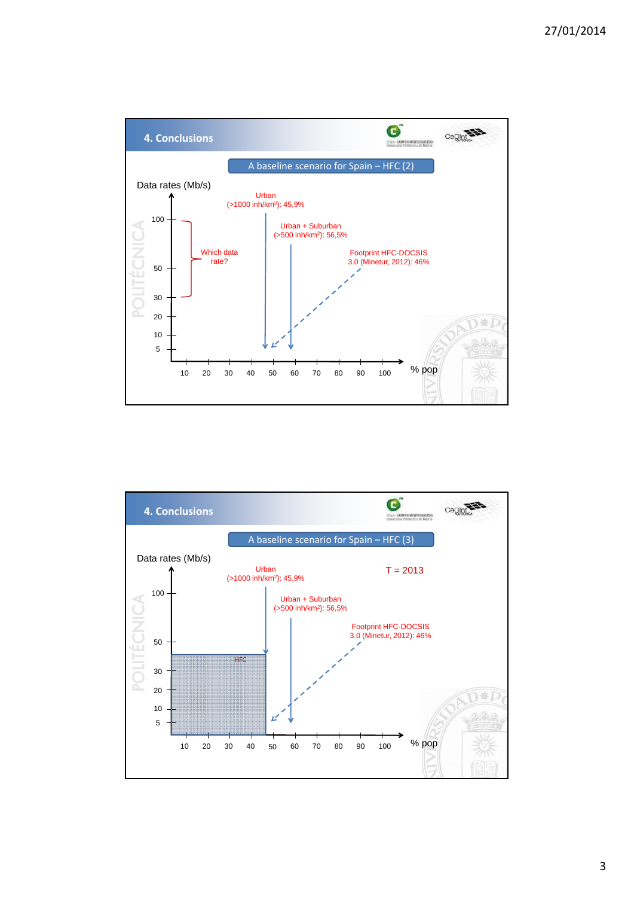## 4. Conclusions

### A baseline scenario for Spain – HFC (2)

Data rates (Mb/s)

Urban (>1000 inh/km²): 45,9%

Urban + Suburban (>500 inh/km²): 56,5%

Footprint HFC-DOCSIS 3.0 (Minetur, 2012): 46%

Which data rate?

100, 50, 30, 20, 10, 5

10, 20, 30, 40, 50, 60, 70, 80, 90, 100 % pop

POLITÉCNICA

## 4. Conclusions

### A baseline scenario for Spain – HFC (3)

Data rates (Mb/s)

T = 2013

Urban (>1000 inh/km²): 45,9%

Urban + Suburban (>500 inh/km²): 56,5%

Footprint HFC-DOCSIS 3.0 (Minetur, 2012): 46%

HFC

100, 50, 30, 20, 10, 5

10, 20, 30, 40, 50, 60, 70, 80, 90, 100 % pop

POLITÉCNICA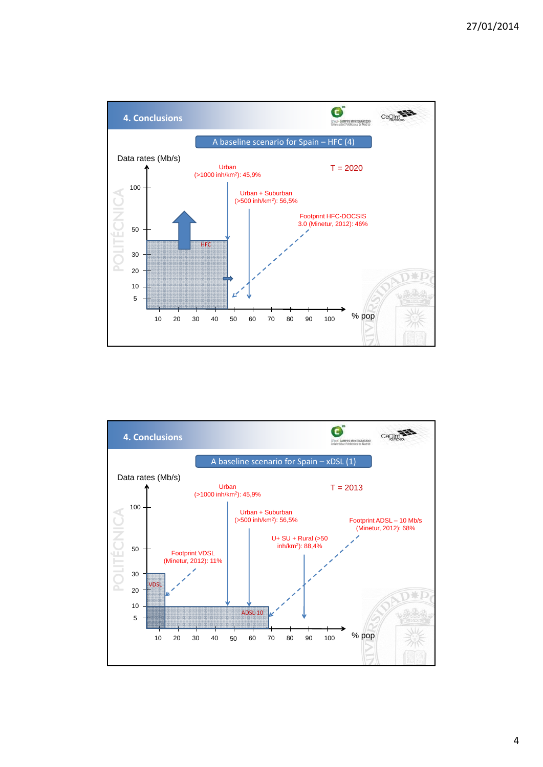## 4. Conclusions

### A baseline scenario for Spain – HFC (4)

Data rates (Mb/s)

T = 2020

Urban (>1000 inh/km²): 45,9%

Urban + Suburban (>500 inh/km²): 56,5%

Footprint HFC-DOCSIS 3.0 (Minetur, 2012): 46%

HFC

Y axis: 5, 10, 20, 30, 50, 100

X axis (% pop): 10, 20, 30, 40, 50, 60, 70, 80, 90, 100

## 4. Conclusions

### A baseline scenario for Spain – xDSL (1)

Data rates (Mb/s)

T = 2013

Urban (>1000 inh/km²): 45,9%

Urban + Suburban (>500 inh/km²): 56,5%

U+ SU + Rural (>50 inh/km²): 88,4%

Footprint ADSL – 10 Mb/s (Minetur, 2012): 68%

Footprint VDSL (Minetur, 2012): 11%

VDSL

ADSL-10

Y axis: 5, 10, 20, 30, 50, 100

X axis (% pop): 10, 20, 30, 40, 50, 60, 70, 80, 90, 100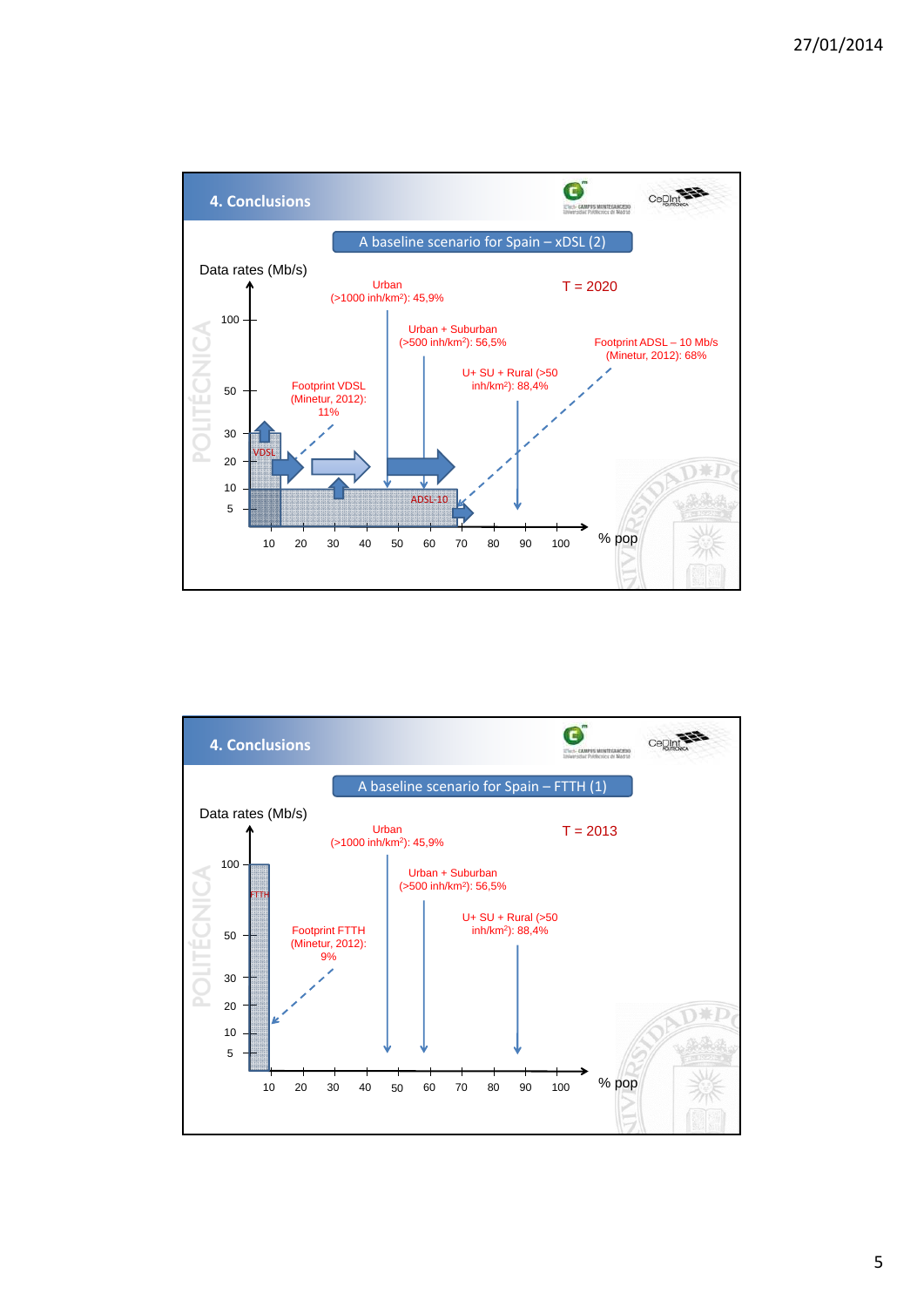## 4. Conclusions

### A baseline scenario for Spain – xDSL (2)

Data rates (Mb/s)

T = 2020

- Urban (>1000 inh/km²): 45,9%
- Urban + Suburban (>500 inh/km²): 56,5%
- U+ SU + Rural (>50 inh/km²): 88,4%
- Footprint VDSL (Minetur, 2012): 11%
- Footprint ADSL – 10 Mb/s (Minetur, 2012): 68%

VDSL

ADSL-10

Y axis: 5, 10, 20, 30, 50, 100

X axis (% pop): 10, 20, 30, 40, 50, 60, 70, 80, 90, 100

## 4. Conclusions

### A baseline scenario for Spain – FTTH (1)

Data rates (Mb/s)

T = 2013

- Urban (>1000 inh/km²): 45,9%
- Urban + Suburban (>500 inh/km²): 56,5%
- U+ SU + Rural (>50 inh/km²): 88,4%
- Footprint FTTH (Minetur, 2012): 9%

FTTH

Y axis: 5, 10, 20, 30, 50, 100

X axis (% pop): 10, 20, 30, 40, 50, 60, 70, 80, 90, 100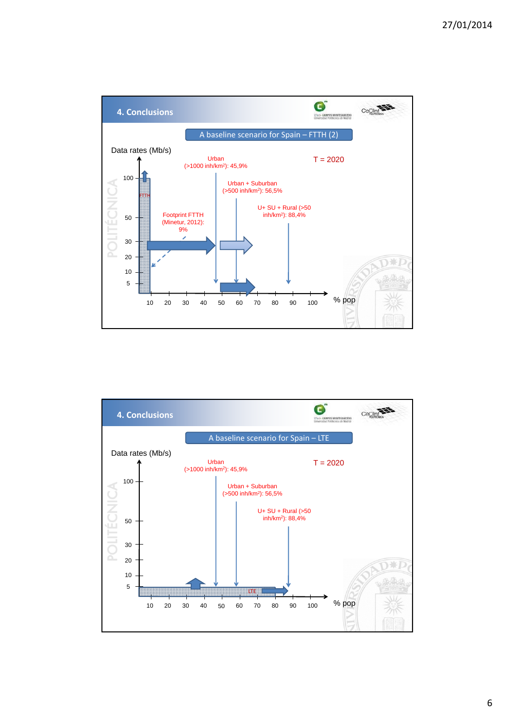## 4. Conclusions

### A baseline scenario for Spain – FTTH (2)

Data rates (Mb/s)

T = 2020

Urban (>1000 inh/km²): 45,9%

Urban + Suburban (>500 inh/km²): 56,5%

U+ SU + Rural (>50 inh/km²): 88,4%

Footprint FTTH (Minetur, 2012): 9%

FTTH

Y-axis: 5, 10, 20, 30, 50, 100

X-axis (% pop): 10, 20, 30, 40, 50, 60, 70, 80, 90, 100

## 4. Conclusions

### A baseline scenario for Spain – LTE

Data rates (Mb/s)

T = 2020

Urban (>1000 inh/km²): 45,9%

Urban + Suburban (>500 inh/km²): 56,5%

U+ SU + Rural (>50 inh/km²): 88,4%

LTE

Y-axis: 5, 10, 20, 30, 50, 100

X-axis (% pop): 10, 20, 30, 40, 50, 60, 70, 80, 90, 100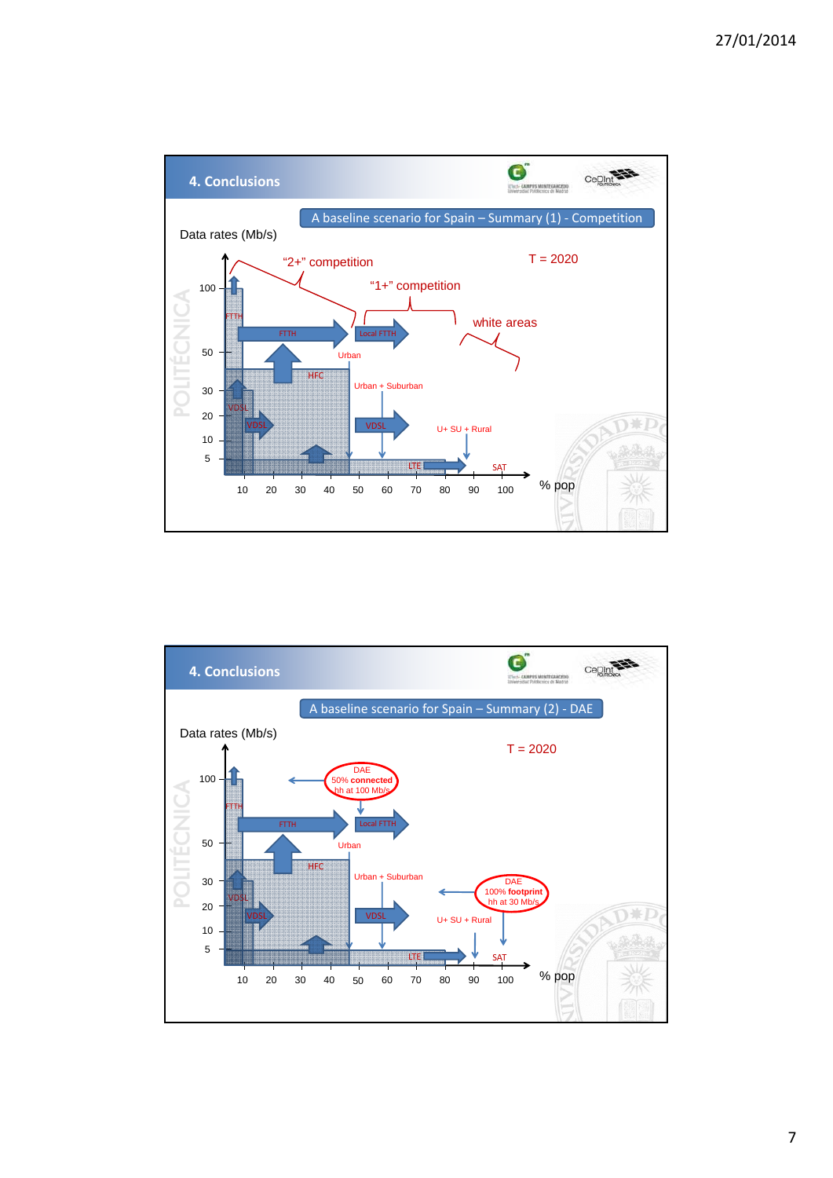## 4. Conclusions

**A baseline scenario for Spain – Summary (1) - Competition**

Data rates (Mb/s)

T = 2020

"2+" competition

"1+" competition

white areas

FTTH, Local FTTH, Urban, HFC, Urban + Suburban, VDSL, U+ SU + Rural, LTE, SAT

Y-axis: 5, 10, 20, 30, 50, 100

X-axis (% pop): 10, 20, 30, 40, 50, 60, 70, 80, 90, 100

## 4. Conclusions

**A baseline scenario for Spain – Summary (2) - DAE**

Data rates (Mb/s)

T = 2020

DAE 50% **connected** hh at 100 Mb/s

DAE 100% **footprint** hh at 30 Mb/s

FTTH, Local FTTH, Urban, HFC, Urban + Suburban, VDSL, U+ SU + Rural, LTE, SAT

Y-axis: 5, 10, 20, 30, 50, 100

X-axis (% pop): 10, 20, 30, 40, 50, 60, 70, 80, 90, 100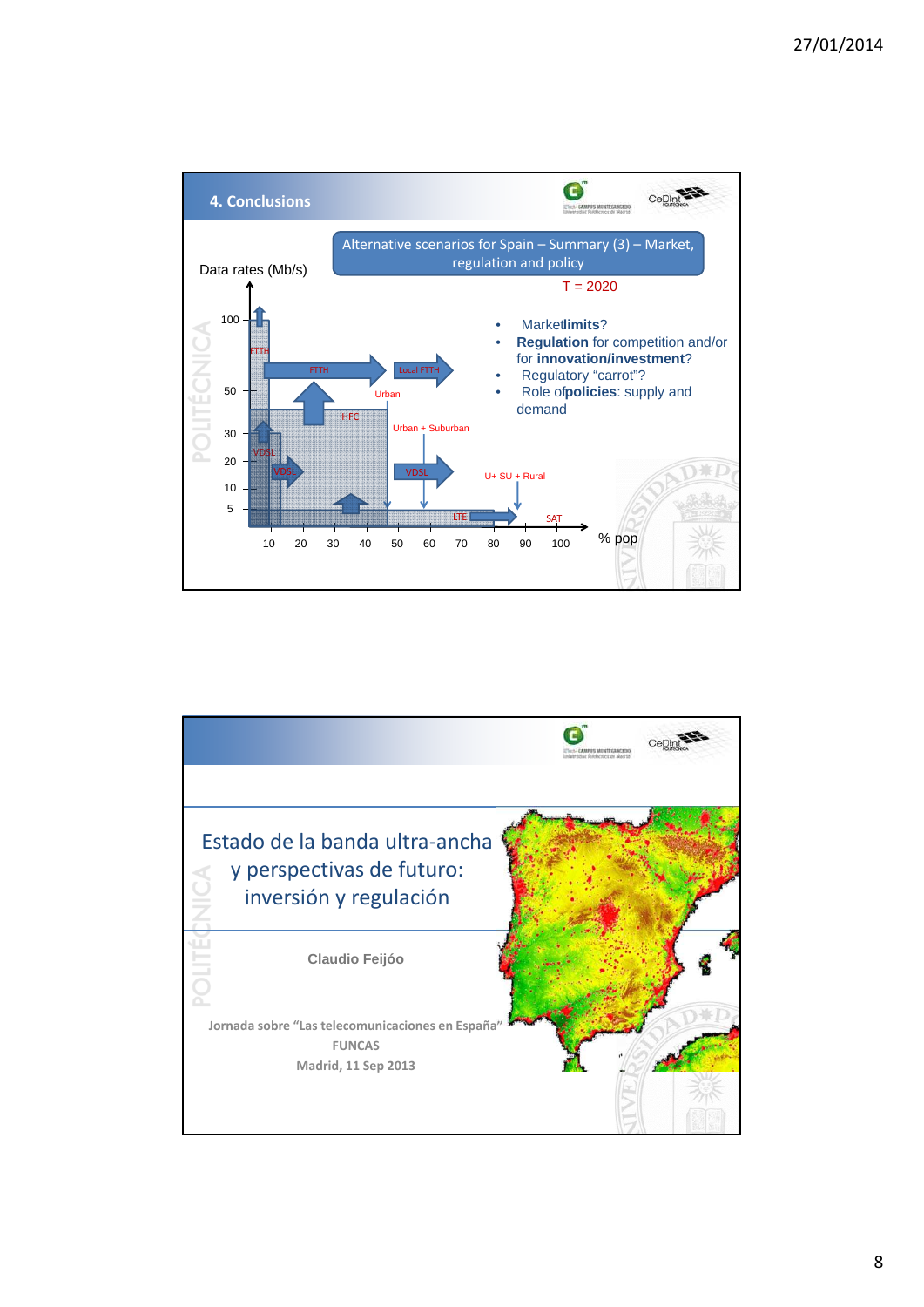## 4. Conclusions

Alternative scenarios for Spain – Summary (3) – Market, regulation and policy

T = 2020

Data rates (Mb/s)

100
50
30
20
10
5

10 20 30 40 50 60 70 80 90 100

% pop

FTTH
FTTH
Local FTTH
Urban
HFC
Urban + Suburban
VDSL
VDSL
VDSL
U+ SU + Rural
LTE
SAT

- Market **limits**?
- **Regulation** for competition and/or for **innovation/investment**?
- Regulatory "carrot"?
- Role of **policies**: supply and demand

---

# Estado de la banda ultra-ancha y perspectivas de futuro: inversión y regulación

**Claudio Feijóo**

**Jornada sobre "Las telecomunicaciones en España"**
**FUNCAS**
**Madrid, 11 Sep 2013**